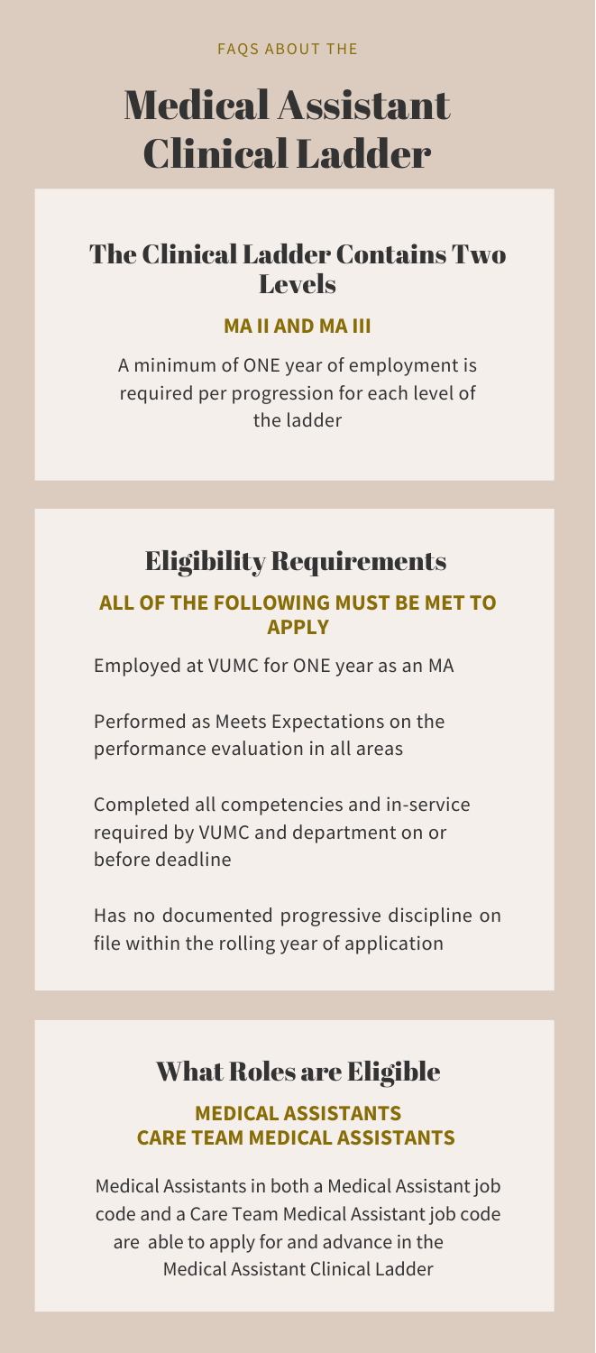FAQS ABOUT THE

# Medical Assistant Clinical Ladder

## The Clinical Ladder Contains Two Levels

**MA II AND MA III**

A minimum of ONE year of employment is required per progression for each level of the ladder

## Eligibility Requirements

**ALL OF THE FOLLOWING MUST BE MET TO APPLY**

Employed at VUMC for ONE year as an MA

Performed as Meets Expectations on the performance evaluation in all areas

Completed all competencies and in-service required by VUMC and department on or before deadline

Has no documented progressive discipline on file within the rolling year of application

## What Roles are Eligible

**MEDICAL ASSISTANTS**
**CARE TEAM MEDICAL ASSISTANTS**

Medical Assistants in both a Medical Assistant job code and a Care Team Medical Assistant job code are able to apply for and advance in the Medical Assistant Clinical Ladder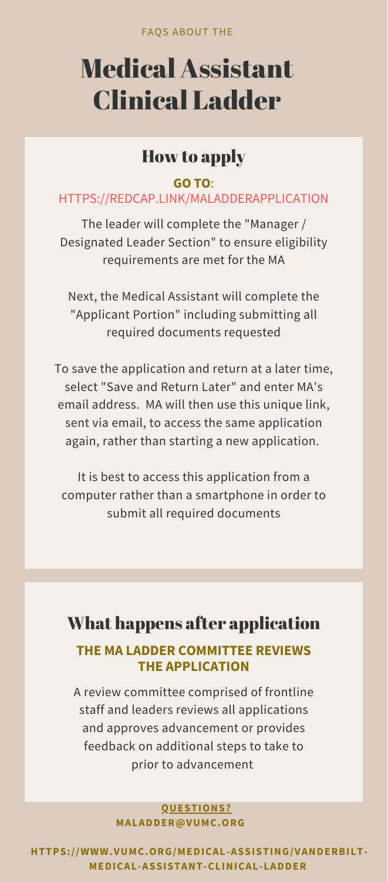FAQS ABOUT THE

# Medical Assistant Clinical Ladder

## How to apply

**GO TO**:
HTTPS://REDCAP.LINK/MALADDERAPPLICATION

The leader will complete the "Manager / Designated Leader Section" to ensure eligibility requirements are met for the MA

Next, the Medical Assistant will complete the "Applicant Portion" including submitting all required documents requested

To save the application and return at a later time, select "Save and Return Later" and enter MA's email address. MA will then use this unique link, sent via email, to access the same application again, rather than starting a new application.

It is best to access this application from a computer rather than a smartphone in order to submit all required documents

## What happens after application

**THE MA LADDER COMMITTEE REVIEWS THE APPLICATION**

A review committee comprised of frontline staff and leaders reviews all applications and approves advancement or provides feedback on additional steps to take to prior to advancement

**QUESTIONS?**
**MALADDER@VUMC.ORG**

**HTTPS://WWW.VUMC.ORG/MEDICAL-ASSISTING/VANDERBILT-MEDICAL-ASSISTANT-CLINICAL-LADDER**